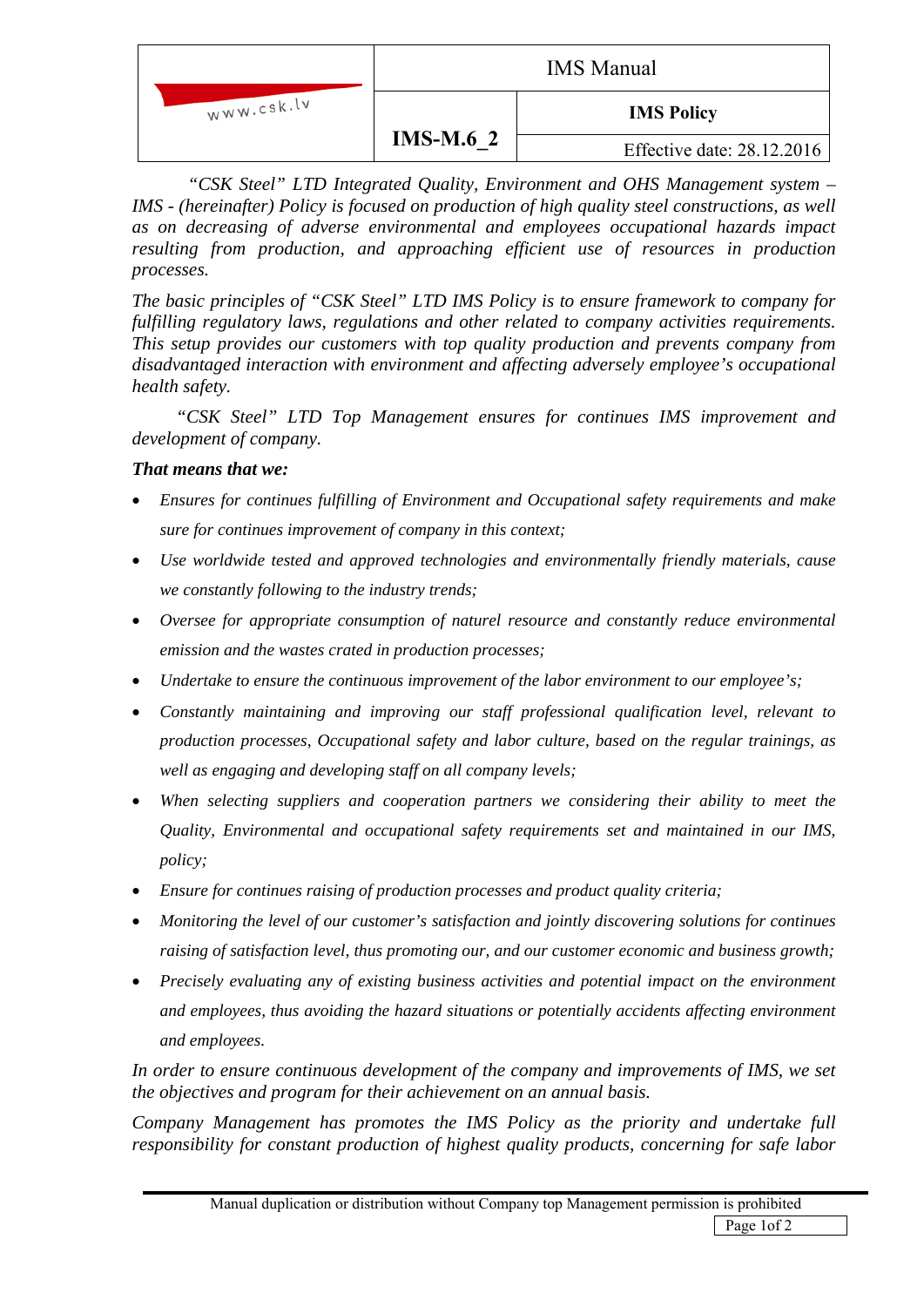| www.csk.lv | IMS Manual | |
|---|---|---|
| | IMS-M.6_2 | **IMS Policy** |
| | | Effective date: 28.12.2016 |

*"CSK Steel" LTD Integrated Quality, Environment and OHS Management system – IMS - (hereinafter) Policy is focused on production of high quality steel constructions, as well as on decreasing of adverse environmental and employees occupational hazards impact resulting from production, and approaching efficient use of resources in production processes.*

*The basic principles of "CSK Steel" LTD IMS Policy is to ensure framework to company for fulfilling regulatory laws, regulations and other related to company activities requirements. This setup provides our customers with top quality production and prevents company from disadvantaged interaction with environment and affecting adversely employee's occupational health safety.*

*"CSK Steel" LTD Top Management ensures for continues IMS improvement and development of company.*

***That means that we:***

- *Ensures for continues fulfilling of Environment and Occupational safety requirements and make sure for continues improvement of company in this context;*
- *Use worldwide tested and approved technologies and environmentally friendly materials, cause we constantly following to the industry trends;*
- *Oversee for appropriate consumption of naturel resource and constantly reduce environmental emission and the wastes crated in production processes;*
- *Undertake to ensure the continuous improvement of the labor environment to our employee's;*
- *Constantly maintaining and improving our staff professional qualification level, relevant to production processes, Occupational safety and labor culture, based on the regular trainings, as well as engaging and developing staff on all company levels;*
- *When selecting suppliers and cooperation partners we considering their ability to meet the Quality, Environmental and occupational safety requirements set and maintained in our IMS, policy;*
- *Ensure for continues raising of production processes and product quality criteria;*
- *Monitoring the level of our customer's satisfaction and jointly discovering solutions for continues raising of satisfaction level, thus promoting our, and our customer economic and business growth;*
- *Precisely evaluating any of existing business activities and potential impact on the environment and employees, thus avoiding the hazard situations or potentially accidents affecting environment and employees.*

*In order to ensure continuous development of the company and improvements of IMS, we set the objectives and program for their achievement on an annual basis.*

*Company Management has promotes the IMS Policy as the priority and undertake full responsibility for constant production of highest quality products, concerning for safe labor*

Manual duplication or distribution without Company top Management permission is prohibited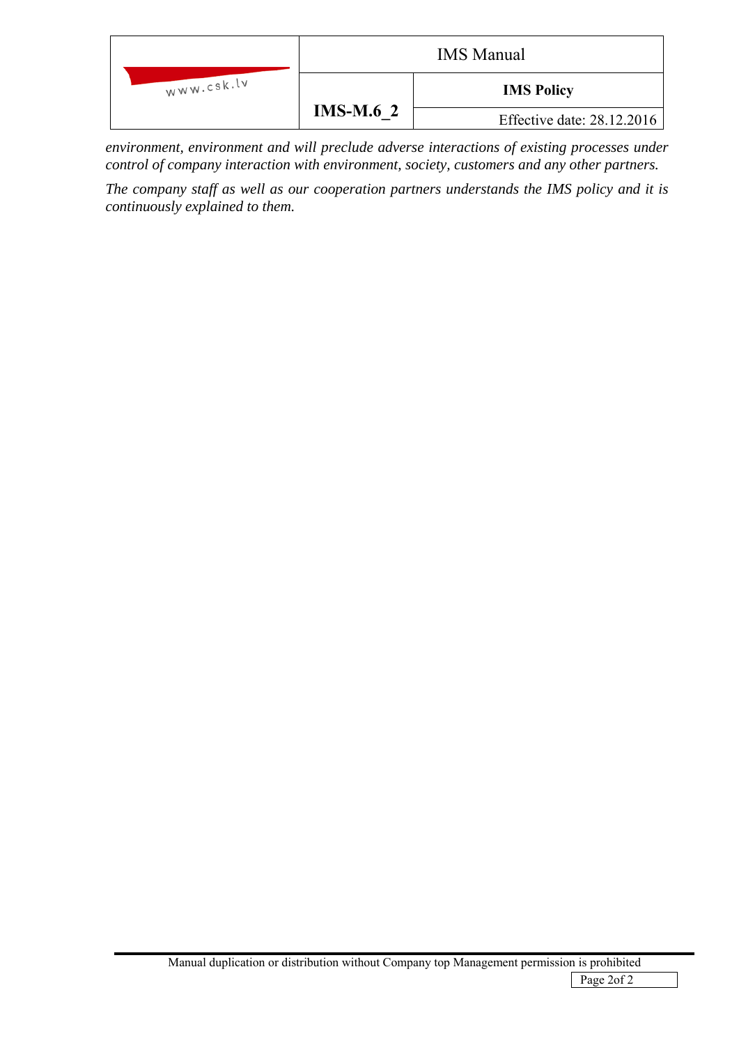*environment, environment and will preclude adverse interactions of existing processes under control of company interaction with environment, society, customers and any other partners.*

*The company staff as well as our cooperation partners understands the IMS policy and it is continuously explained to them.*